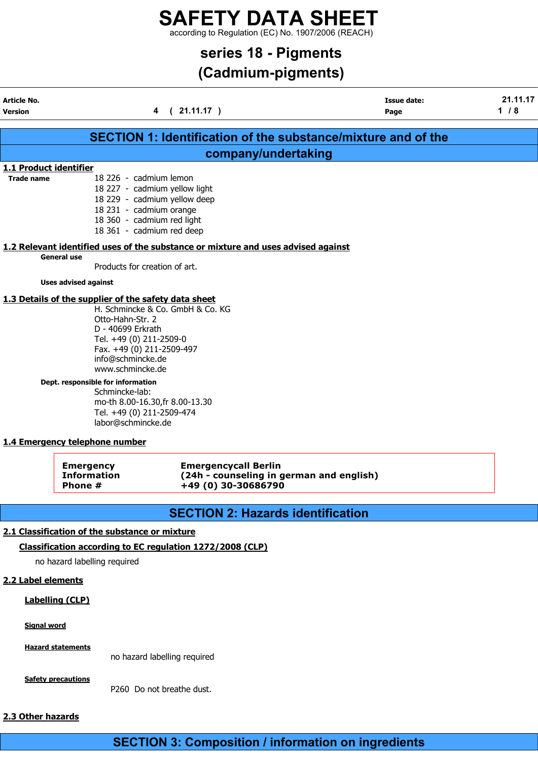# SAFETY DATA SHEET

according to Regulation (EC) No. 1907/2006 (REACH)

## series 18 - Pigments
## (Cadmium-pigments)

| **Article No.** | | **Issue date:** | 21.11.17 |
|---|---|---|---|
| **Version** | 4 ( 21.11.17 ) | | |

## SECTION 1: Identification of the substance/mixture and of the company/undertaking

### 1.1 Product identifier

**Trade name**

18 226 - cadmium lemon
18 227 - cadmium yellow light
18 229 - cadmium yellow deep
18 231 - cadmium orange
18 360 - cadmium red light
18 361 - cadmium red deep

### 1.2 Relevant identified uses of the substance or mixture and uses advised against

**General use**

Products for creation of art.

**Uses advised against**

### 1.3 Details of the supplier of the safety data sheet

H. Schmincke & Co. GmbH & Co. KG
Otto-Hahn-Str. 2
D - 40699 Erkrath
Tel. +49 (0) 211-2509-0
Fax. +49 (0) 211-2509-497
info@schmincke.de
www.schmincke.de

**Dept. responsible for information**

Schmincke-lab:
mo-th 8.00-16.30,fr 8.00-13.30
Tel. +49 (0) 211-2509-474
labor@schmincke.de

### 1.4 Emergency telephone number

| **Emergency Information Phone #** | **Emergencycall Berlin (24h - counseling in german and english) +49 (0) 30-30686790** |
|---|---|

## SECTION 2: Hazards identification

### 2.1 Classification of the substance or mixture

#### Classification according to EC regulation 1272/2008 (CLP)

no hazard labelling required

### 2.2 Label elements

#### Labelling (CLP)

**Signal word**

**Hazard statements**

no hazard labelling required

**Safety precautions**

P260 Do not breathe dust.

### 2.3 Other hazards

## SECTION 3: Composition / information on ingredients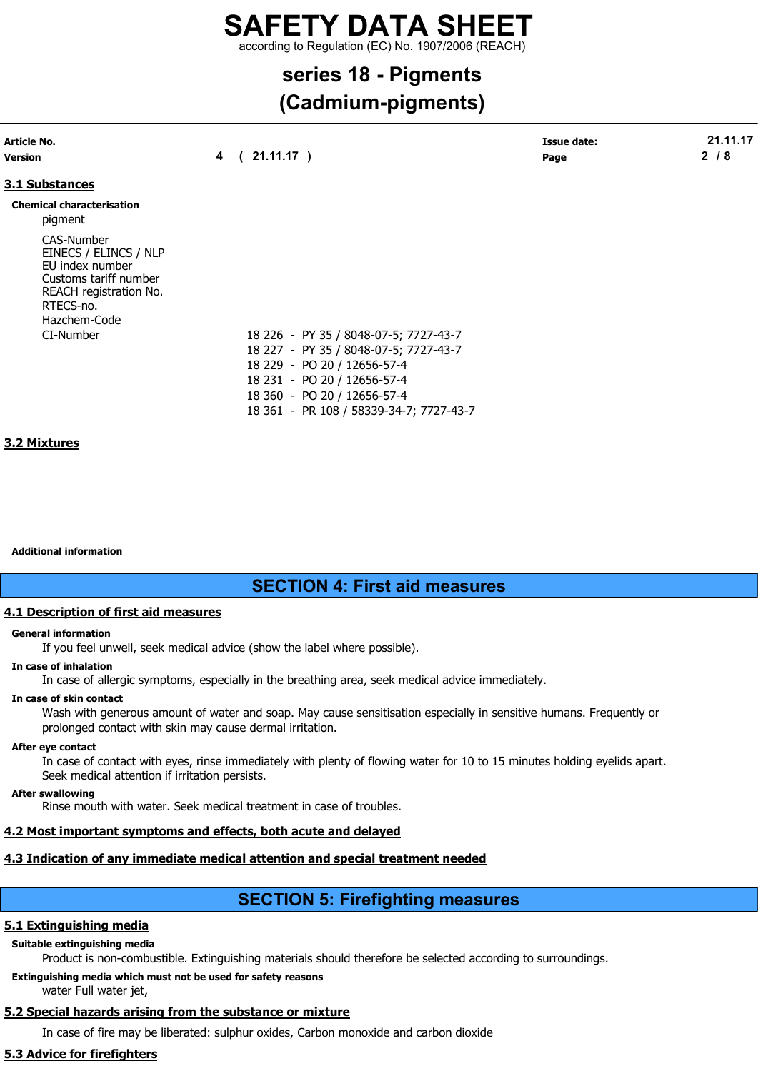### 3.1 Substances

**Chemical characterisation**

pigment

CAS-Number
EINECS / ELINCS / NLP
EU index number
Customs tariff number
REACH registration No.
RTECS-no.
Hazchem-Code
CI-Number

18 226 - PY 35 / 8048-07-5; 7727-43-7
18 227 - PY 35 / 8048-07-5; 7727-43-7
18 229 - PO 20 / 12656-57-4
18 231 - PO 20 / 12656-57-4
18 360 - PO 20 / 12656-57-4
18 361 - PR 108 / 58339-34-7; 7727-43-7

### 3.2 Mixtures

**Additional information**

## SECTION 4: First aid measures

### 4.1 Description of first aid measures

**General information**

If you feel unwell, seek medical advice (show the label where possible).

**In case of inhalation**

In case of allergic symptoms, especially in the breathing area, seek medical advice immediately.

**In case of skin contact**

Wash with generous amount of water and soap. May cause sensitisation especially in sensitive humans. Frequently or prolonged contact with skin may cause dermal irritation.

**After eye contact**

In case of contact with eyes, rinse immediately with plenty of flowing water for 10 to 15 minutes holding eyelids apart. Seek medical attention if irritation persists.

**After swallowing**

Rinse mouth with water. Seek medical treatment in case of troubles.

### 4.2 Most important symptoms and effects, both acute and delayed

### 4.3 Indication of any immediate medical attention and special treatment needed

## SECTION 5: Firefighting measures

### 5.1 Extinguishing media

**Suitable extinguishing media**

Product is non-combustible. Extinguishing materials should therefore be selected according to surroundings.

**Extinguishing media which must not be used for safety reasons**

water Full water jet,

### 5.2 Special hazards arising from the substance or mixture

In case of fire may be liberated: sulphur oxides, Carbon monoxide and carbon dioxide

### 5.3 Advice for firefighters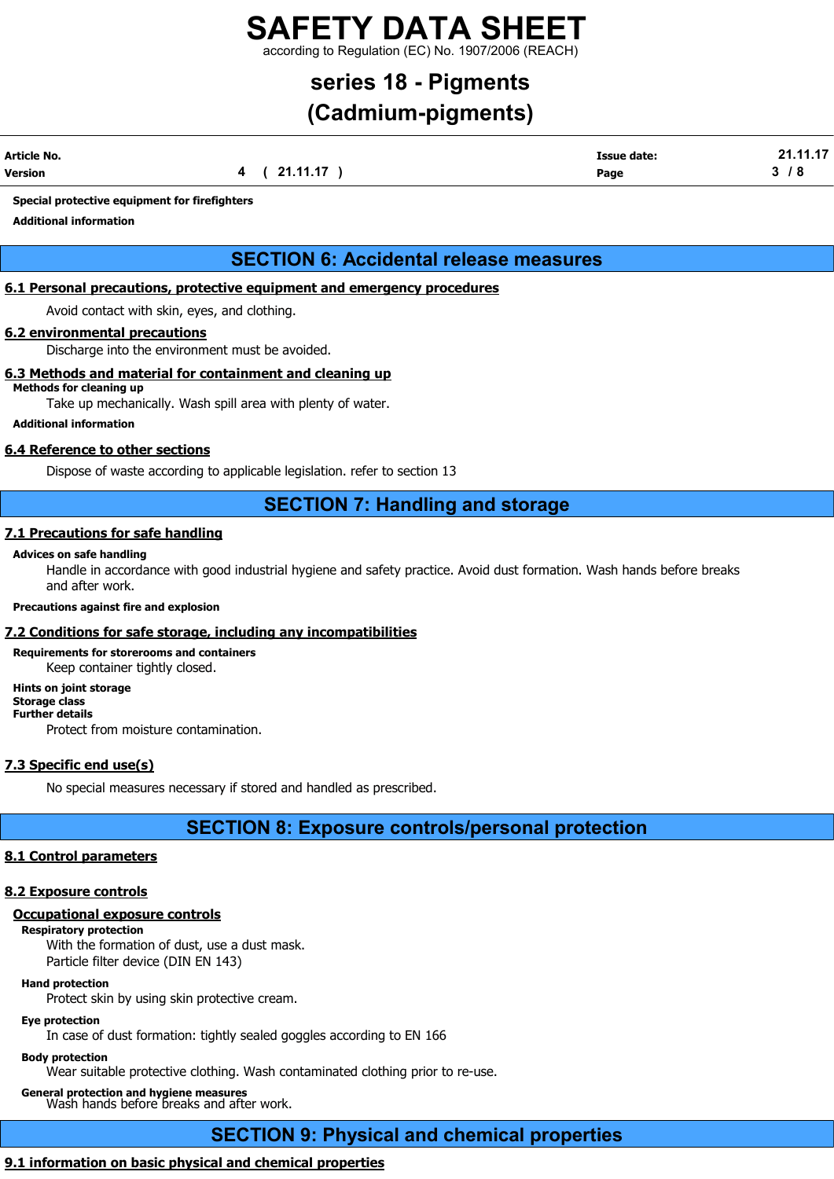**Special protective equipment for firefighters**

**Additional information**

## SECTION 6: Accidental release measures

### 6.1 Personal precautions, protective equipment and emergency procedures

Avoid contact with skin, eyes, and clothing.

### 6.2 environmental precautions

Discharge into the environment must be avoided.

### 6.3 Methods and material for containment and cleaning up

**Methods for cleaning up**

Take up mechanically. Wash spill area with plenty of water.

**Additional information**

### 6.4 Reference to other sections

Dispose of waste according to applicable legislation. refer to section 13

## SECTION 7: Handling and storage

### 7.1 Precautions for safe handling

**Advices on safe handling**

Handle in accordance with good industrial hygiene and safety practice. Avoid dust formation. Wash hands before breaks and after work.

**Precautions against fire and explosion**

### 7.2 Conditions for safe storage, including any incompatibilities

**Requirements for storerooms and containers**

Keep container tightly closed.

**Hints on joint storage**

**Storage class**

**Further details**

Protect from moisture contamination.

### 7.3 Specific end use(s)

No special measures necessary if stored and handled as prescribed.

## SECTION 8: Exposure controls/personal protection

### 8.1 Control parameters

### 8.2 Exposure controls

#### Occupational exposure controls

**Respiratory protection**

With the formation of dust, use a dust mask.
Particle filter device (DIN EN 143)

**Hand protection**

Protect skin by using skin protective cream.

**Eye protection**

In case of dust formation: tightly sealed goggles according to EN 166

**Body protection**

Wear suitable protective clothing. Wash contaminated clothing prior to re-use.

**General protection and hygiene measures**

Wash hands before breaks and after work.

## SECTION 9: Physical and chemical properties

### 9.1 information on basic physical and chemical properties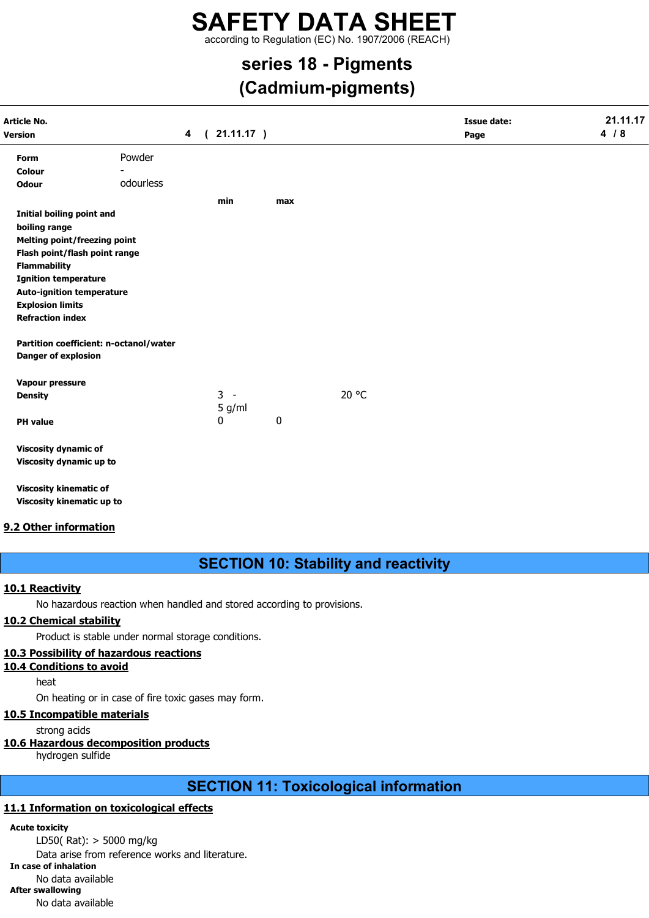| | | | | |
|---|---|---|---|---|
| **Form** | Powder | | | |
| **Colour** | - | | | |
| **Odour** | odourless | | | |
| | | **min** | **max** | |
| **Initial boiling point and boiling range** | | | | |
| **Melting point/freezing point** | | | | |
| **Flash point/flash point range** | | | | |
| **Flammability** | | | | |
| **Ignition temperature** | | | | |
| **Auto-ignition temperature** | | | | |
| **Explosion limits** | | | | |
| **Refraction index** | | | | |
| **Partition coefficient: n-octanol/water** | | | | |
| **Danger of explosion** | | | | |
| **Vapour pressure** | | | | |
| **Density** | | 3 - 5 g/ml | | 20 °C |
| **PH value** | | 0 | 0 | |
| **Viscosity dynamic of** | | | | |
| **Viscosity dynamic up to** | | | | |
| **Viscosity kinematic of** | | | | |
| **Viscosity kinematic up to** | | | | |

### 9.2 Other information

## SECTION 10: Stability and reactivity

### 10.1 Reactivity

No hazardous reaction when handled and stored according to provisions.

### 10.2 Chemical stability

Product is stable under normal storage conditions.

### 10.3 Possibility of hazardous reactions

### 10.4 Conditions to avoid

heat

On heating or in case of fire toxic gases may form.

### 10.5 Incompatible materials

strong acids

### 10.6 Hazardous decomposition products

hydrogen sulfide

## SECTION 11: Toxicological information

### 11.1 Information on toxicological effects

**Acute toxicity**

LD50( Rat): > 5000 mg/kg

Data arise from reference works and literature.

**In case of inhalation**

No data available

**After swallowing**

No data available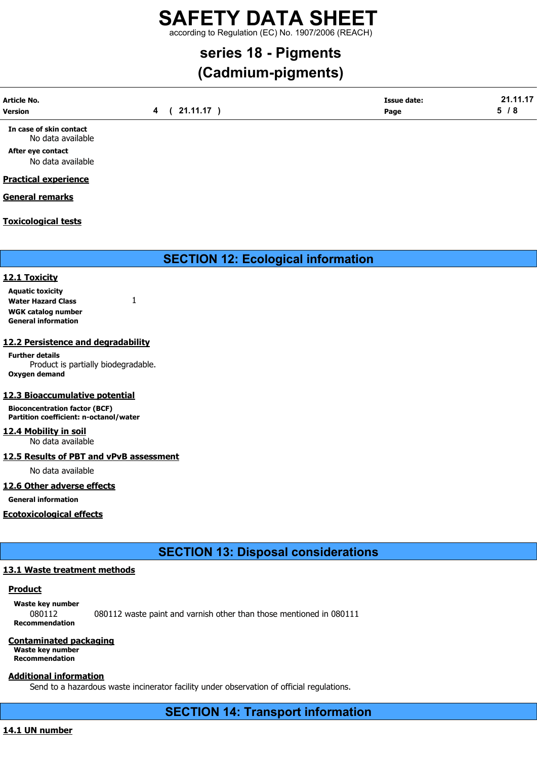**In case of skin contact**

No data available

**After eye contact**

No data available

**Practical experience**

**General remarks**

**Toxicological tests**

## SECTION 12: Ecological information

### 12.1 Toxicity

**Aquatic toxicity**

**Water Hazard Class** 1

**WGK catalog number**

**General information**

### 12.2 Persistence and degradability

**Further details**

Product is partially biodegradable.

**Oxygen demand**

### 12.3 Bioaccumulative potential

**Bioconcentration factor (BCF)**

**Partition coefficient: n-octanol/water**

### 12.4 Mobility in soil

No data available

### 12.5 Results of PBT and vPvB assessment

No data available

### 12.6 Other adverse effects

**General information**

**Ecotoxicological effects**

## SECTION 13: Disposal considerations

### 13.1 Waste treatment methods

**Product**

**Waste key number**

080112 080112 waste paint and varnish other than those mentioned in 080111

**Recommendation**

**Contaminated packaging**

**Waste key number**

**Recommendation**

**Additional information**

Send to a hazardous waste incinerator facility under observation of official regulations.

## SECTION 14: Transport information

### 14.1 UN number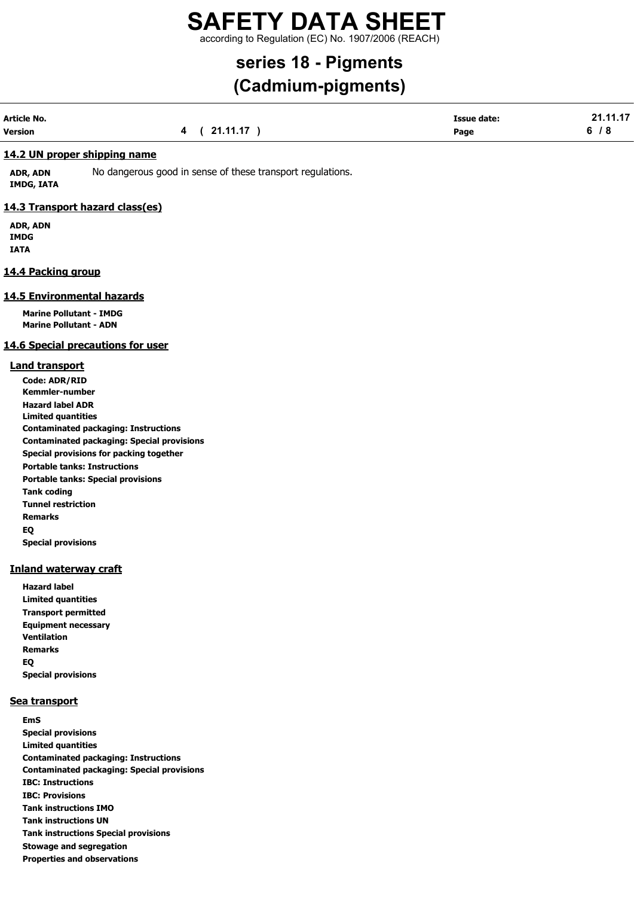## 14.2 UN proper shipping name

**ADR, ADN**
**IMDG, IATA**

No dangerous good in sense of these transport regulations.

## 14.3 Transport hazard class(es)

**ADR, ADN**
**IMDG**
**IATA**

## 14.4 Packing group

## 14.5 Environmental hazards

**Marine Pollutant - IMDG**
**Marine Pollutant - ADN**

## 14.6 Special precautions for user

### Land transport

**Code: ADR/RID**
**Kemmler-number**
**Hazard label ADR**
**Limited quantities**
**Contaminated packaging: Instructions**
**Contaminated packaging: Special provisions**
**Special provisions for packing together**
**Portable tanks: Instructions**
**Portable tanks: Special provisions**
**Tank coding**
**Tunnel restriction**
**Remarks**
**EQ**
**Special provisions**

### Inland waterway craft

**Hazard label**
**Limited quantities**
**Transport permitted**
**Equipment necessary**
**Ventilation**
**Remarks**
**EQ**
**Special provisions**

### Sea transport

**EmS**
**Special provisions**
**Limited quantities**
**Contaminated packaging: Instructions**
**Contaminated packaging: Special provisions**
**IBC: Instructions**
**IBC: Provisions**
**Tank instructions IMO**
**Tank instructions UN**
**Tank instructions Special provisions**
**Stowage and segregation**
**Properties and observations**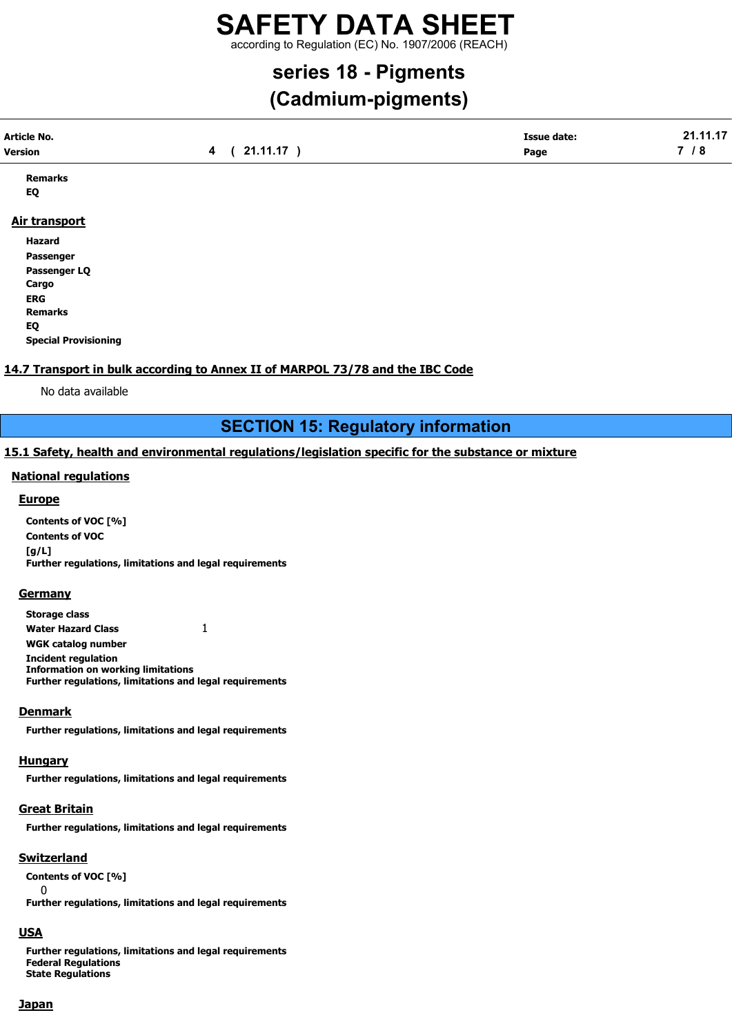**Remarks**
**EQ**

### Air transport

**Hazard**
**Passenger**
**Passenger LQ**
**Cargo**
**ERG**
**Remarks**
**EQ**
**Special Provisioning**

### 14.7 Transport in bulk according to Annex II of MARPOL 73/78 and the IBC Code

No data available

## SECTION 15: Regulatory information

### 15.1 Safety, health and environmental regulations/legislation specific for the substance or mixture

#### National regulations

##### Europe

**Contents of VOC [%]**
**Contents of VOC [g/L]**
**Further regulations, limitations and legal requirements**

##### Germany

**Storage class**
**Water Hazard Class** 1
**WGK catalog number**
**Incident regulation**
**Information on working limitations**
**Further regulations, limitations and legal requirements**

##### Denmark

**Further regulations, limitations and legal requirements**

##### Hungary

**Further regulations, limitations and legal requirements**

##### Great Britain

**Further regulations, limitations and legal requirements**

##### Switzerland

**Contents of VOC [%]**
0
**Further regulations, limitations and legal requirements**

##### USA

**Further regulations, limitations and legal requirements**
**Federal Regulations**
**State Regulations**

##### Japan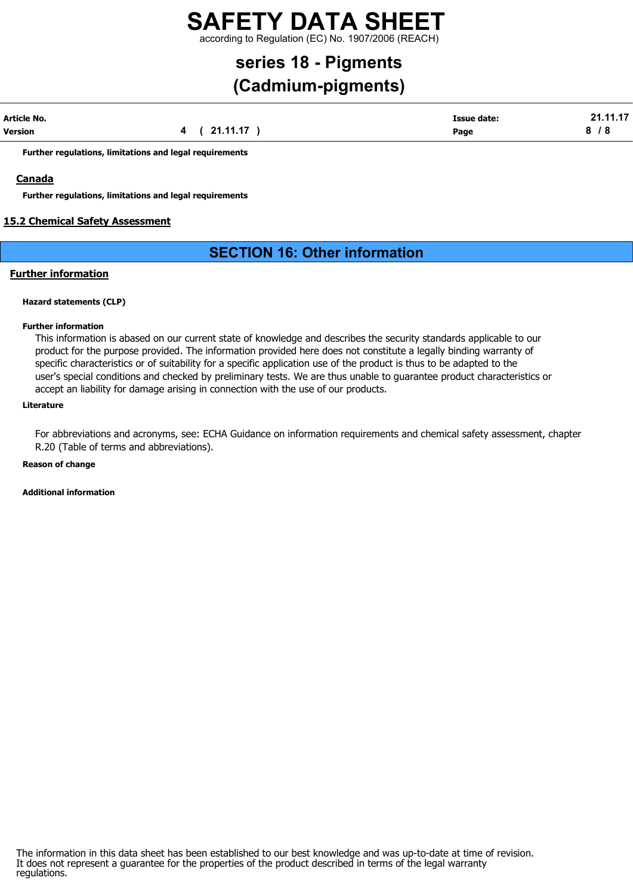**Further regulations, limitations and legal requirements**

## Canada

**Further regulations, limitations and legal requirements**

## 15.2 Chemical Safety Assessment

# SECTION 16: Other information

## Further information

**Hazard statements (CLP)**

**Further information**

This information is abased on our current state of knowledge and describes the security standards applicable to our product for the purpose provided. The information provided here does not constitute a legally binding warranty of specific characteristics or of suitability for a specific application use of the product is thus to be adapted to the user's special conditions and checked by preliminary tests. We are thus unable to guarantee product characteristics or accept an liability for damage arising in connection with the use of our products.

**Literature**

For abbreviations and acronyms, see: ECHA Guidance on information requirements and chemical safety assessment, chapter R.20 (Table of terms and abbreviations).

**Reason of change**

**Additional information**

The information in this data sheet has been established to our best knowledge and was up-to-date at time of revision. It does not represent a guarantee for the properties of the product described in terms of the legal warranty regulations.